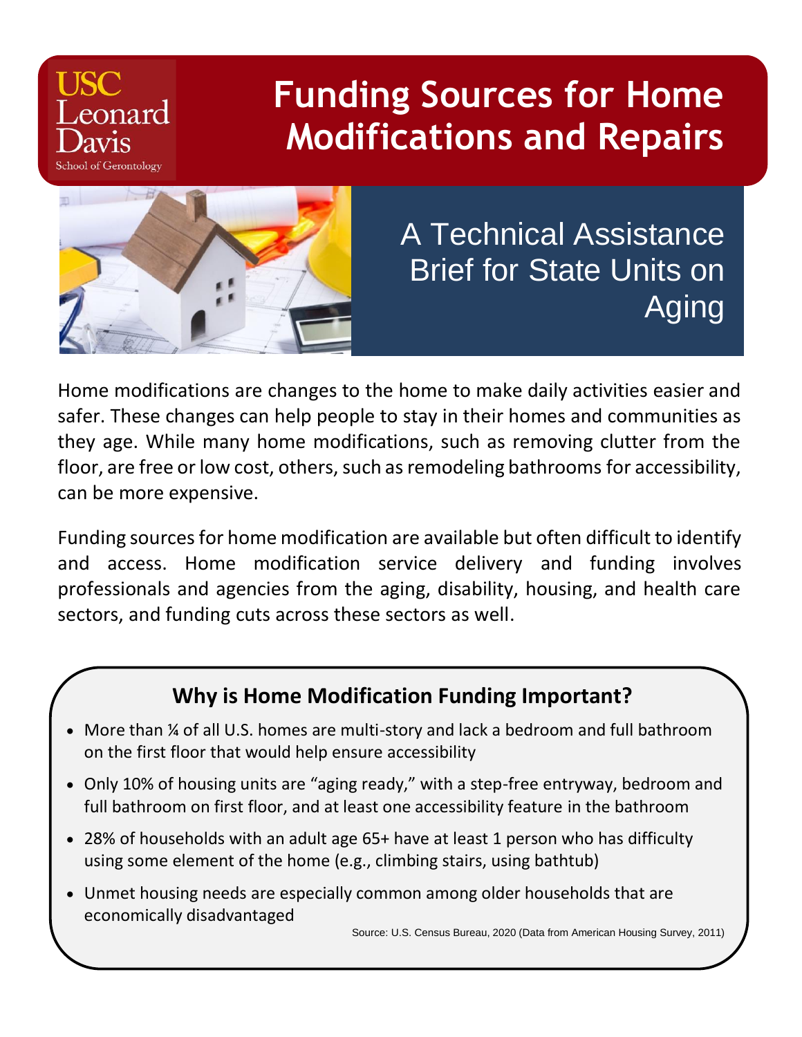USC Leonard Davis School of Gerontology

# Funding Sources for Home Modifications and Repairs

## A Technical Assistance Brief for State Units on Aging

Home modifications are changes to the home to make daily activities easier and safer. These changes can help people to stay in their homes and communities as they age. While many home modifications, such as removing clutter from the floor, are free or low cost, others, such as remodeling bathrooms for accessibility, can be more expensive.

Funding sources for home modification are available but often difficult to identify and access. Home modification service delivery and funding involves professionals and agencies from the aging, disability, housing, and health care sectors, and funding cuts across these sectors as well.

### Why is Home Modification Funding Important?

- More than ¼ of all U.S. homes are multi-story and lack a bedroom and full bathroom on the first floor that would help ensure accessibility
- Only 10% of housing units are "aging ready," with a step-free entryway, bedroom and full bathroom on first floor, and at least one accessibility feature in the bathroom
- 28% of households with an adult age 65+ have at least 1 person who has difficulty using some element of the home (e.g., climbing stairs, using bathtub)
- Unmet housing needs are especially common among older households that are economically disadvantaged

Source: U.S. Census Bureau, 2020 (Data from American Housing Survey, 2011)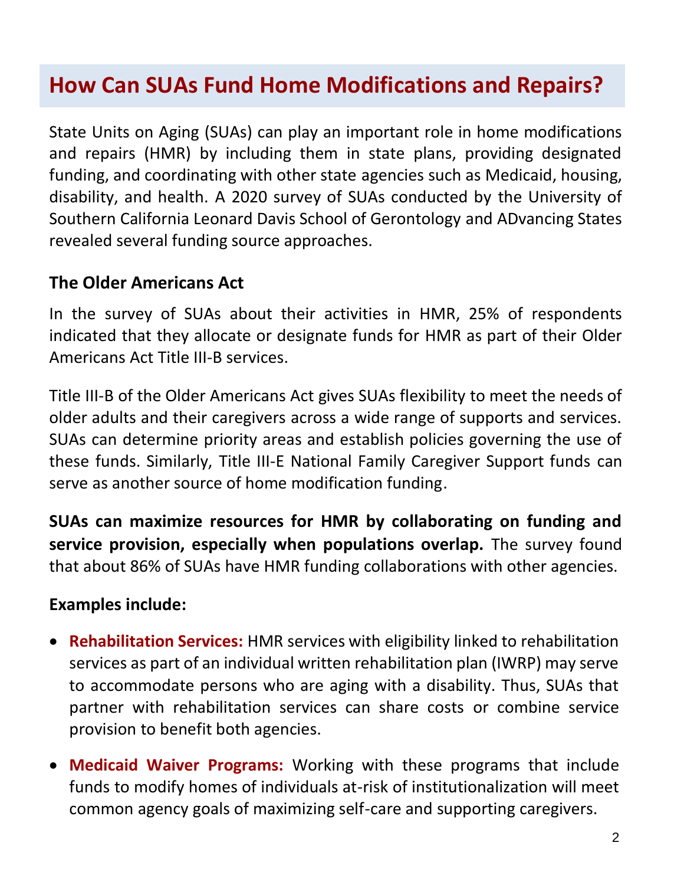## How Can SUAs Fund Home Modifications and Repairs?

State Units on Aging (SUAs) can play an important role in home modifications and repairs (HMR) by including them in state plans, providing designated funding, and coordinating with other state agencies such as Medicaid, housing, disability, and health. A 2020 survey of SUAs conducted by the University of Southern California Leonard Davis School of Gerontology and ADvancing States revealed several funding source approaches.

### The Older Americans Act

In the survey of SUAs about their activities in HMR, 25% of respondents indicated that they allocate or designate funds for HMR as part of their Older Americans Act Title III-B services.

Title III-B of the Older Americans Act gives SUAs flexibility to meet the needs of older adults and their caregivers across a wide range of supports and services. SUAs can determine priority areas and establish policies governing the use of these funds. Similarly, Title III-E National Family Caregiver Support funds can serve as another source of home modification funding.

**SUAs can maximize resources for HMR by collaborating on funding and service provision, especially when populations overlap.** The survey found that about 86% of SUAs have HMR funding collaborations with other agencies.

**Examples include:**

- **Rehabilitation Services:** HMR services with eligibility linked to rehabilitation services as part of an individual written rehabilitation plan (IWRP) may serve to accommodate persons who are aging with a disability. Thus, SUAs that partner with rehabilitation services can share costs or combine service provision to benefit both agencies.
- **Medicaid Waiver Programs:** Working with these programs that include funds to modify homes of individuals at-risk of institutionalization will meet common agency goals of maximizing self-care and supporting caregivers.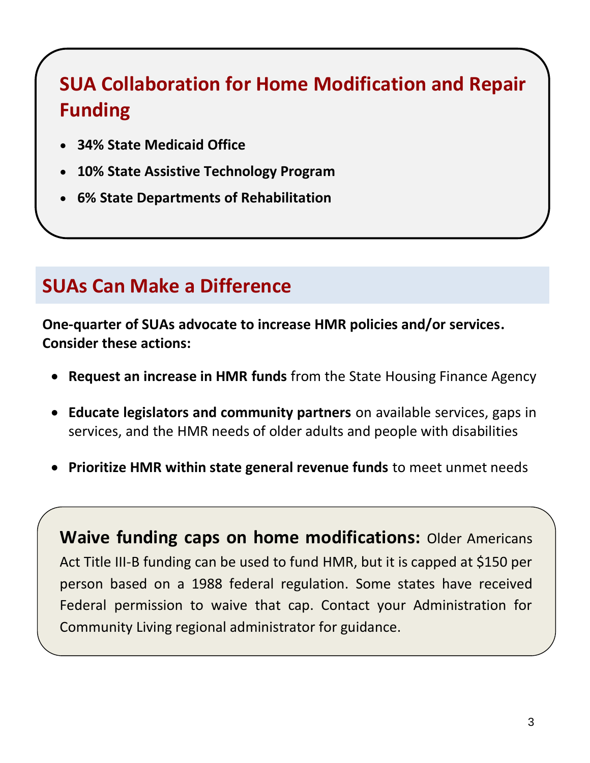## SUA Collaboration for Home Modification and Repair Funding

- **34% State Medicaid Office**
- **10% State Assistive Technology Program**
- **6% State Departments of Rehabilitation**

## SUAs Can Make a Difference

**One-quarter of SUAs advocate to increase HMR policies and/or services. Consider these actions:**

- **Request an increase in HMR funds** from the State Housing Finance Agency
- **Educate legislators and community partners** on available services, gaps in services, and the HMR needs of older adults and people with disabilities
- **Prioritize HMR within state general revenue funds** to meet unmet needs

**Waive funding caps on home modifications:** Older Americans Act Title III-B funding can be used to fund HMR, but it is capped at $150 per person based on a 1988 federal regulation. Some states have received Federal permission to waive that cap. Contact your Administration for Community Living regional administrator for guidance.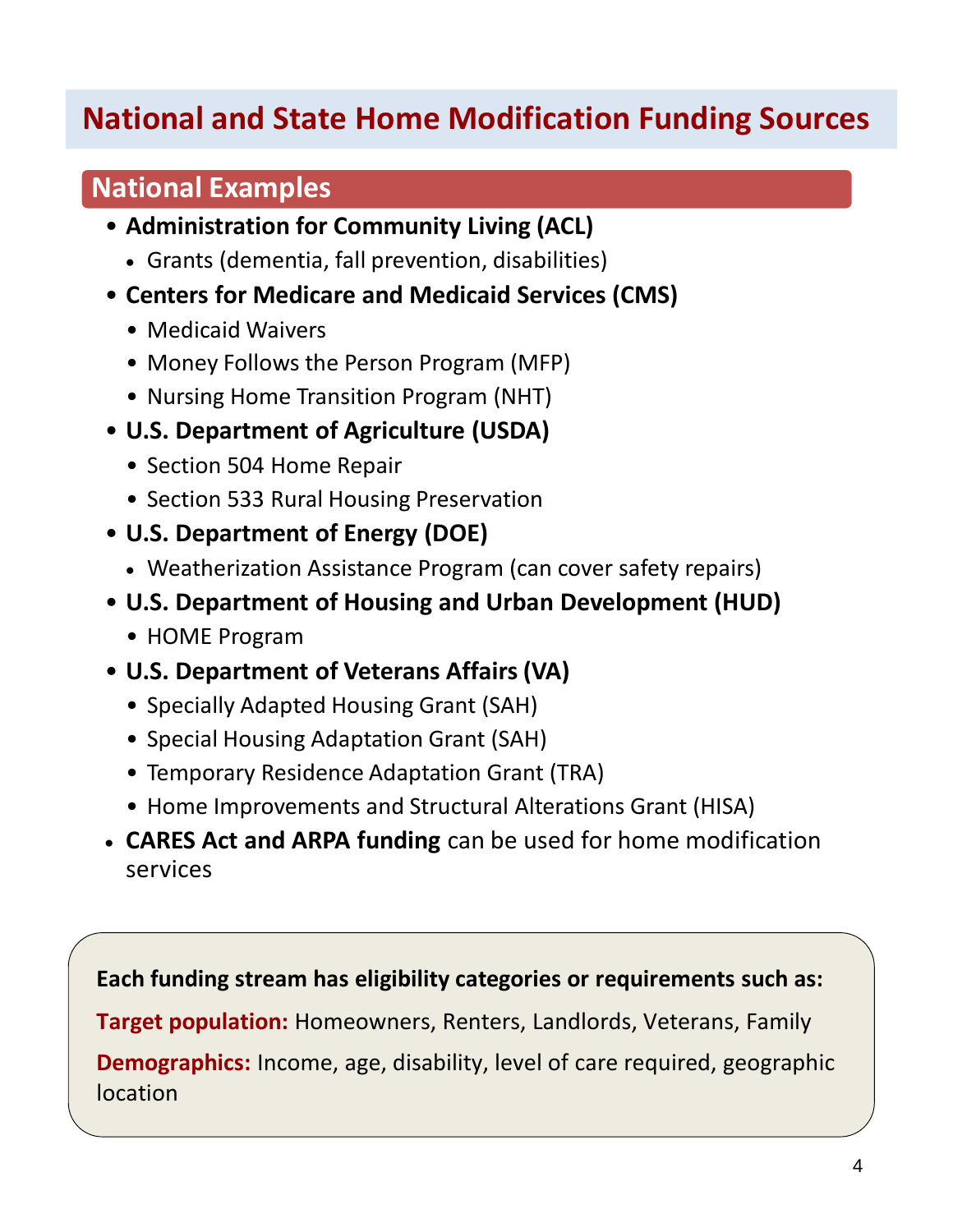# National and State Home Modification Funding Sources

## National Examples

- **Administration for Community Living (ACL)**
  - Grants (dementia, fall prevention, disabilities)
- **Centers for Medicare and Medicaid Services (CMS)**
  - Medicaid Waivers
  - Money Follows the Person Program (MFP)
  - Nursing Home Transition Program (NHT)
- **U.S. Department of Agriculture (USDA)**
  - Section 504 Home Repair
  - Section 533 Rural Housing Preservation
- **U.S. Department of Energy (DOE)**
  - Weatherization Assistance Program (can cover safety repairs)
- **U.S. Department of Housing and Urban Development (HUD)**
  - HOME Program
- **U.S. Department of Veterans Affairs (VA)**
  - Specially Adapted Housing Grant (SAH)
  - Special Housing Adaptation Grant (SAH)
  - Temporary Residence Adaptation Grant (TRA)
  - Home Improvements and Structural Alterations Grant (HISA)
- **CARES Act and ARPA funding** can be used for home modification services

**Each funding stream has eligibility categories or requirements such as:**

**Target population:** Homeowners, Renters, Landlords, Veterans, Family

**Demographics:** Income, age, disability, level of care required, geographic location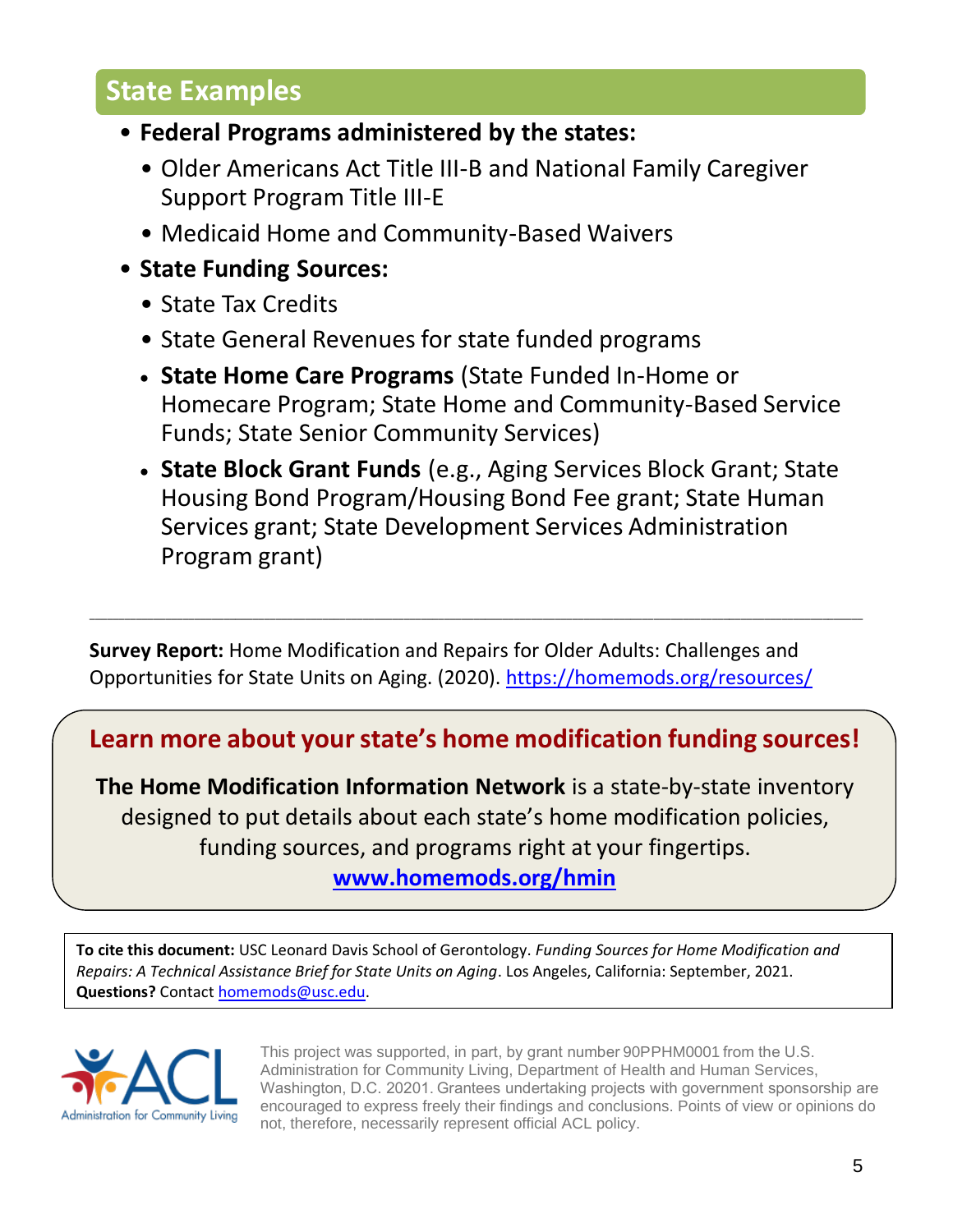## State Examples

- **Federal Programs administered by the states:**
  - Older Americans Act Title III-B and National Family Caregiver Support Program Title III-E
  - Medicaid Home and Community-Based Waivers
- **State Funding Sources:**
  - State Tax Credits
  - State General Revenues for state funded programs
  - **State Home Care Programs** (State Funded In-Home or Homecare Program; State Home and Community-Based Service Funds; State Senior Community Services)
  - **State Block Grant Funds** (e.g., Aging Services Block Grant; State Housing Bond Program/Housing Bond Fee grant; State Human Services grant; State Development Services Administration Program grant)

---

**Survey Report:** Home Modification and Repairs for Older Adults: Challenges and Opportunities for State Units on Aging. (2020). https://homemods.org/resources/

### Learn more about your state's home modification funding sources!

**The Home Modification Information Network** is a state-by-state inventory designed to put details about each state's home modification policies, funding sources, and programs right at your fingertips.

**www.homemods.org/hmin**

**To cite this document:** USC Leonard Davis School of Gerontology. *Funding Sources for Home Modification and Repairs: A Technical Assistance Brief for State Units on Aging*. Los Angeles, California: September, 2021.
**Questions?** Contact homemods@usc.edu.

ACL Administration for Community Living

This project was supported, in part, by grant number 90PPHM0001 from the U.S. Administration for Community Living, Department of Health and Human Services, Washington, D.C. 20201. Grantees undertaking projects with government sponsorship are encouraged to express freely their findings and conclusions. Points of view or opinions do not, therefore, necessarily represent official ACL policy.